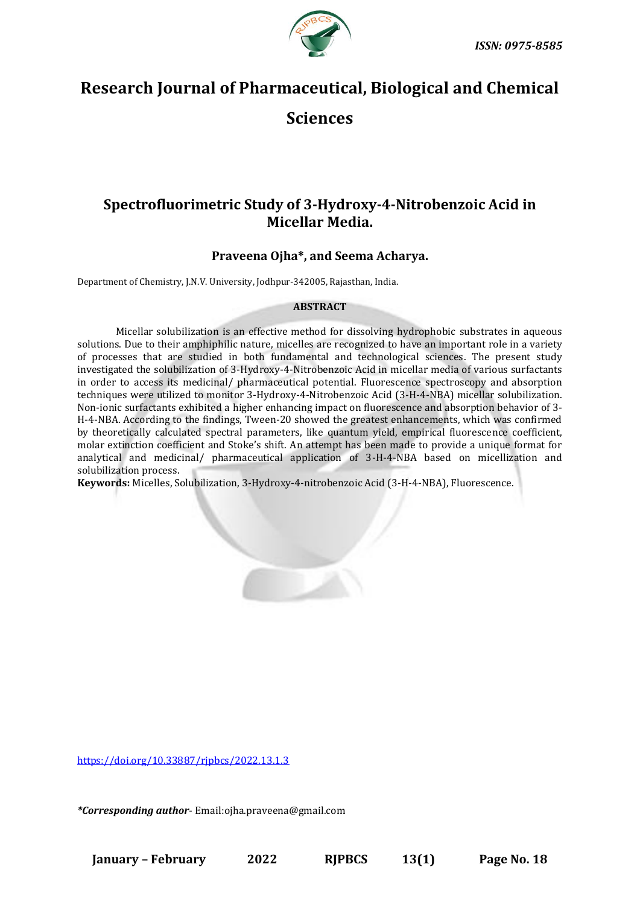# Research Journal of Pharmaceutical, Biological and Chemical Sciences

## Spectrofluorimetric Study of 3-Hydroxy-4-Nitrobenzoic Acid in Micellar Media.

**Praveena Ojha*, and Seema Acharya.**

Department of Chemistry, J.N.V. University, Jodhpur-342005, Rajasthan, India.

**ABSTRACT**

Micellar solubilization is an effective method for dissolving hydrophobic substrates in aqueous solutions. Due to their amphiphilic nature, micelles are recognized to have an important role in a variety of processes that are studied in both fundamental and technological sciences. The present study investigated the solubilization of 3-Hydroxy-4-Nitrobenzoic Acid in micellar media of various surfactants in order to access its medicinal/ pharmaceutical potential. Fluorescence spectroscopy and absorption techniques were utilized to monitor 3-Hydroxy-4-Nitrobenzoic Acid (3-H-4-NBA) micellar solubilization. Non-ionic surfactants exhibited a higher enhancing impact on fluorescence and absorption behavior of 3-H-4-NBA. According to the findings, Tween-20 showed the greatest enhancements, which was confirmed by theoretically calculated spectral parameters, like quantum yield, empirical fluorescence coefficient, molar extinction coefficient and Stoke's shift. An attempt has been made to provide a unique format for analytical and medicinal/ pharmaceutical application of 3-H-4-NBA based on micellization and solubilization process.

**Keywords:** Micelles, Solubilization, 3-Hydroxy-4-nitrobenzoic Acid (3-H-4-NBA), Fluorescence.

https://doi.org/10.33887/rjpbcs/2022.13.1.3

***Corresponding author***- Email:ojha.praveena@gmail.com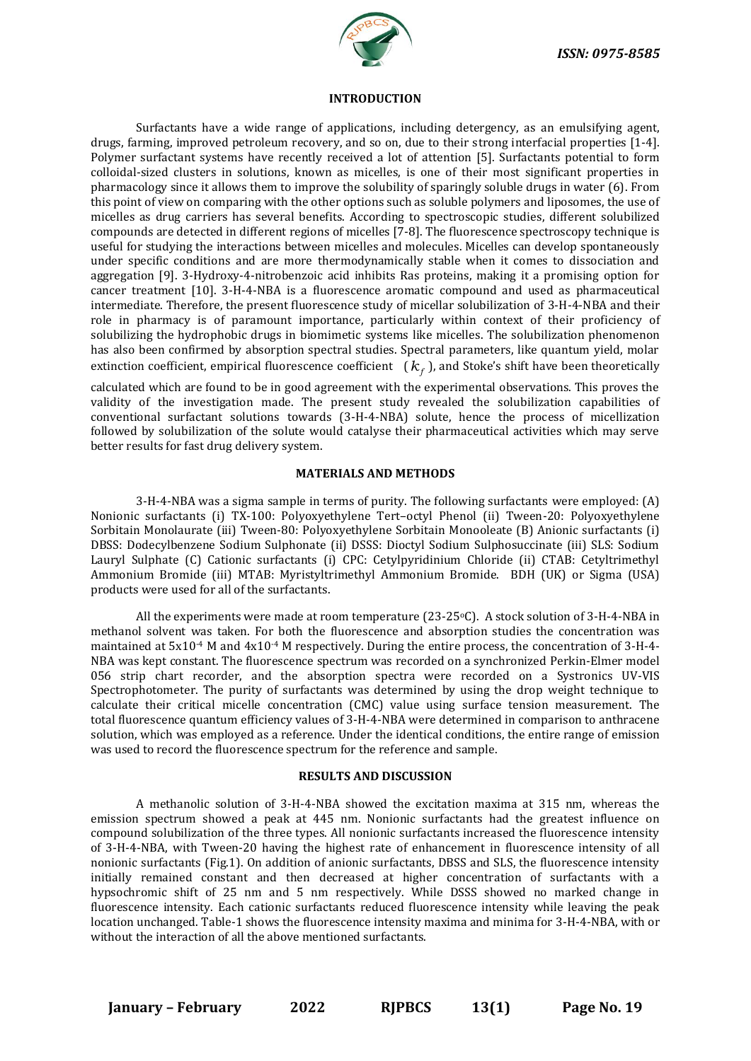## INTRODUCTION

Surfactants have a wide range of applications, including detergency, as an emulsifying agent, drugs, farming, improved petroleum recovery, and so on, due to their strong interfacial properties [1-4]. Polymer surfactant systems have recently received a lot of attention [5]. Surfactants potential to form colloidal-sized clusters in solutions, known as micelles, is one of their most significant properties in pharmacology since it allows them to improve the solubility of sparingly soluble drugs in water (6). From this point of view on comparing with the other options such as soluble polymers and liposomes, the use of micelles as drug carriers has several benefits. According to spectroscopic studies, different solubilized compounds are detected in different regions of micelles [7-8]. The fluorescence spectroscopy technique is useful for studying the interactions between micelles and molecules. Micelles can develop spontaneously under specific conditions and are more thermodynamically stable when it comes to dissociation and aggregation [9]. 3-Hydroxy-4-nitrobenzoic acid inhibits Ras proteins, making it a promising option for cancer treatment [10]. 3-H-4-NBA is a fluorescence aromatic compound and used as pharmaceutical intermediate. Therefore, the present fluorescence study of micellar solubilization of 3-H-4-NBA and their role in pharmacy is of paramount importance, particularly within context of their proficiency of solubilizing the hydrophobic drugs in biomimetic systems like micelles. The solubilization phenomenon has also been confirmed by absorption spectral studies. Spectral parameters, like quantum yield, molar extinction coefficient, empirical fluorescence coefficient ($k_f$), and Stoke's shift have been theoretically calculated which are found to be in good agreement with the experimental observations. This proves the validity of the investigation made. The present study revealed the solubilization capabilities of conventional surfactant solutions towards (3-H-4-NBA) solute, hence the process of micellization followed by solubilization of the solute would catalyse their pharmaceutical activities which may serve better results for fast drug delivery system.

## MATERIALS AND METHODS

3-H-4-NBA was a sigma sample in terms of purity. The following surfactants were employed: (A) Nonionic surfactants (i) TX-100: Polyoxyethylene Tert–octyl Phenol (ii) Tween-20: Polyoxyethylene Sorbitain Monolaurate (iii) Tween-80: Polyoxyethylene Sorbitain Monooleate (B) Anionic surfactants (i) DBSS: Dodecylbenzene Sodium Sulphonate (ii) DSSS: Dioctyl Sodium Sulphosuccinate (iii) SLS: Sodium Lauryl Sulphate (C) Cationic surfactants (i) CPC: Cetylpyridinium Chloride (ii) CTAB: Cetyltrimethyl Ammonium Bromide (iii) MTAB: Myristyltrimethyl Ammonium Bromide. BDH (UK) or Sigma (USA) products were used for all of the surfactants.

All the experiments were made at room temperature (23-25°C). A stock solution of 3-H-4-NBA in methanol solvent was taken. For both the fluorescence and absorption studies the concentration was maintained at $5\times10^{-4}$ M and $4\times10^{-4}$ M respectively. During the entire process, the concentration of 3-H-4-NBA was kept constant. The fluorescence spectrum was recorded on a synchronized Perkin-Elmer model 056 strip chart recorder, and the absorption spectra were recorded on a Systronics UV-VIS Spectrophotometer. The purity of surfactants was determined by using the drop weight technique to calculate their critical micelle concentration (CMC) value using surface tension measurement. The total fluorescence quantum efficiency values of 3-H-4-NBA were determined in comparison to anthracene solution, which was employed as a reference. Under the identical conditions, the entire range of emission was used to record the fluorescence spectrum for the reference and sample.

## RESULTS AND DISCUSSION

A methanolic solution of 3-H-4-NBA showed the excitation maxima at 315 nm, whereas the emission spectrum showed a peak at 445 nm. Nonionic surfactants had the greatest influence on compound solubilization of the three types. All nonionic surfactants increased the fluorescence intensity of 3-H-4-NBA, with Tween-20 having the highest rate of enhancement in fluorescence intensity of all nonionic surfactants (Fig.1). On addition of anionic surfactants, DBSS and SLS, the fluorescence intensity initially remained constant and then decreased at higher concentration of surfactants with a hypsochromic shift of 25 nm and 5 nm respectively. While DSSS showed no marked change in fluorescence intensity. Each cationic surfactants reduced fluorescence intensity while leaving the peak location unchanged. Table-1 shows the fluorescence intensity maxima and minima for 3-H-4-NBA, with or without the interaction of all the above mentioned surfactants.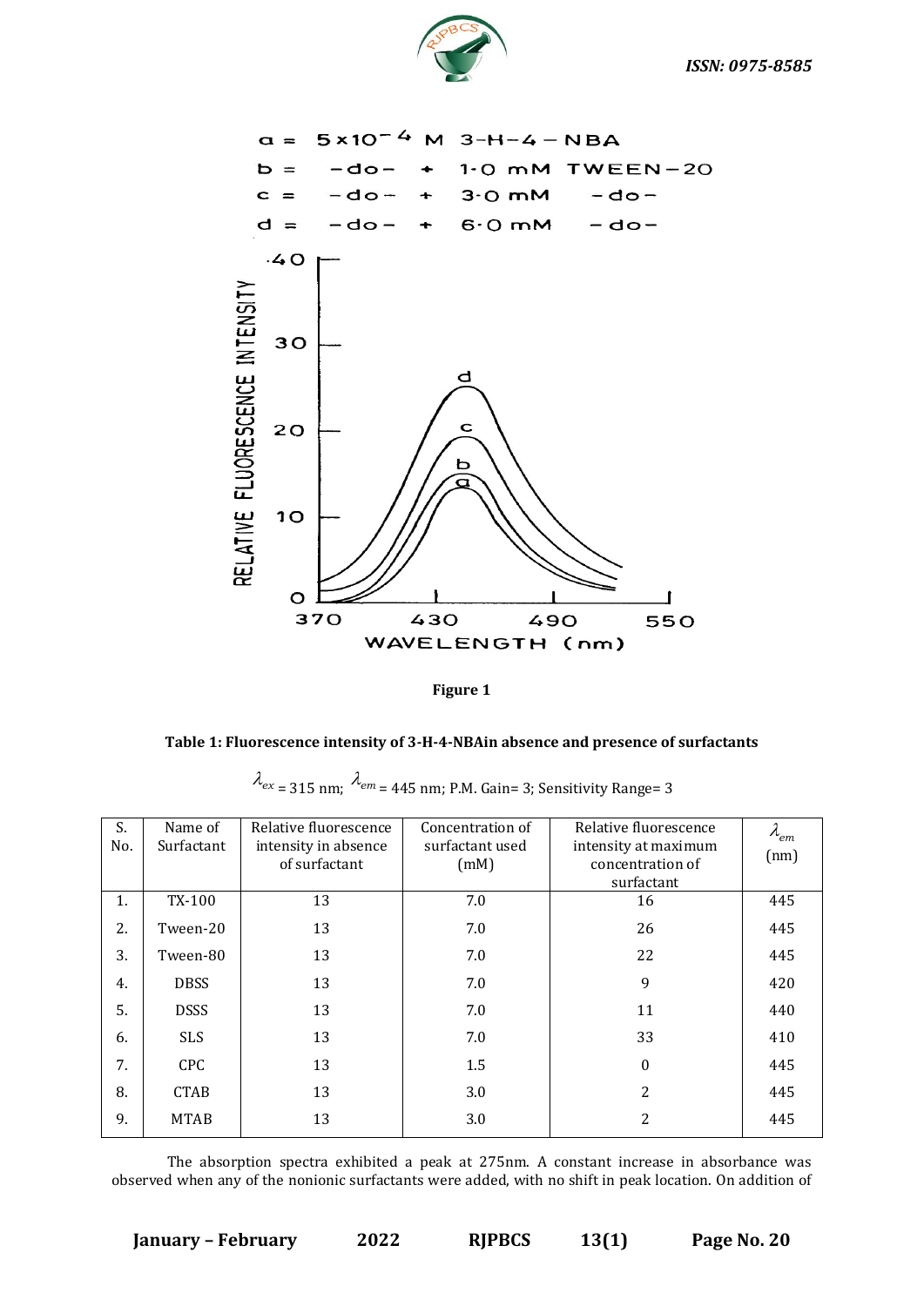Figure 1

**Table 1: Fluorescence intensity of 3-H-4-NBAin absence and presence of surfactants**

$\lambda_{ex}$ = 315 nm; $\lambda_{em}$ = 445 nm; P.M. Gain= 3; Sensitivity Range= 3

| S. No. | Name of Surfactant | Relative fluorescence intensity in absence of surfactant | Concentration of surfactant used (mM) | Relative fluorescence intensity at maximum concentration of surfactant | $\lambda_{em}$ (nm) |
|---|---|---|---|---|---|
| 1. | TX-100 | 13 | 7.0 | 16 | 445 |
| 2. | Tween-20 | 13 | 7.0 | 26 | 445 |
| 3. | Tween-80 | 13 | 7.0 | 22 | 445 |
| 4. | DBSS | 13 | 7.0 | 9 | 420 |
| 5. | DSSS | 13 | 7.0 | 11 | 440 |
| 6. | SLS | 13 | 7.0 | 33 | 410 |
| 7. | CPC | 13 | 1.5 | 0 | 445 |
| 8. | CTAB | 13 | 3.0 | 2 | 445 |
| 9. | MTAB | 13 | 3.0 | 2 | 445 |

The absorption spectra exhibited a peak at 275nm. A constant increase in absorbance was observed when any of the nonionic surfactants were added, with no shift in peak location. On addition of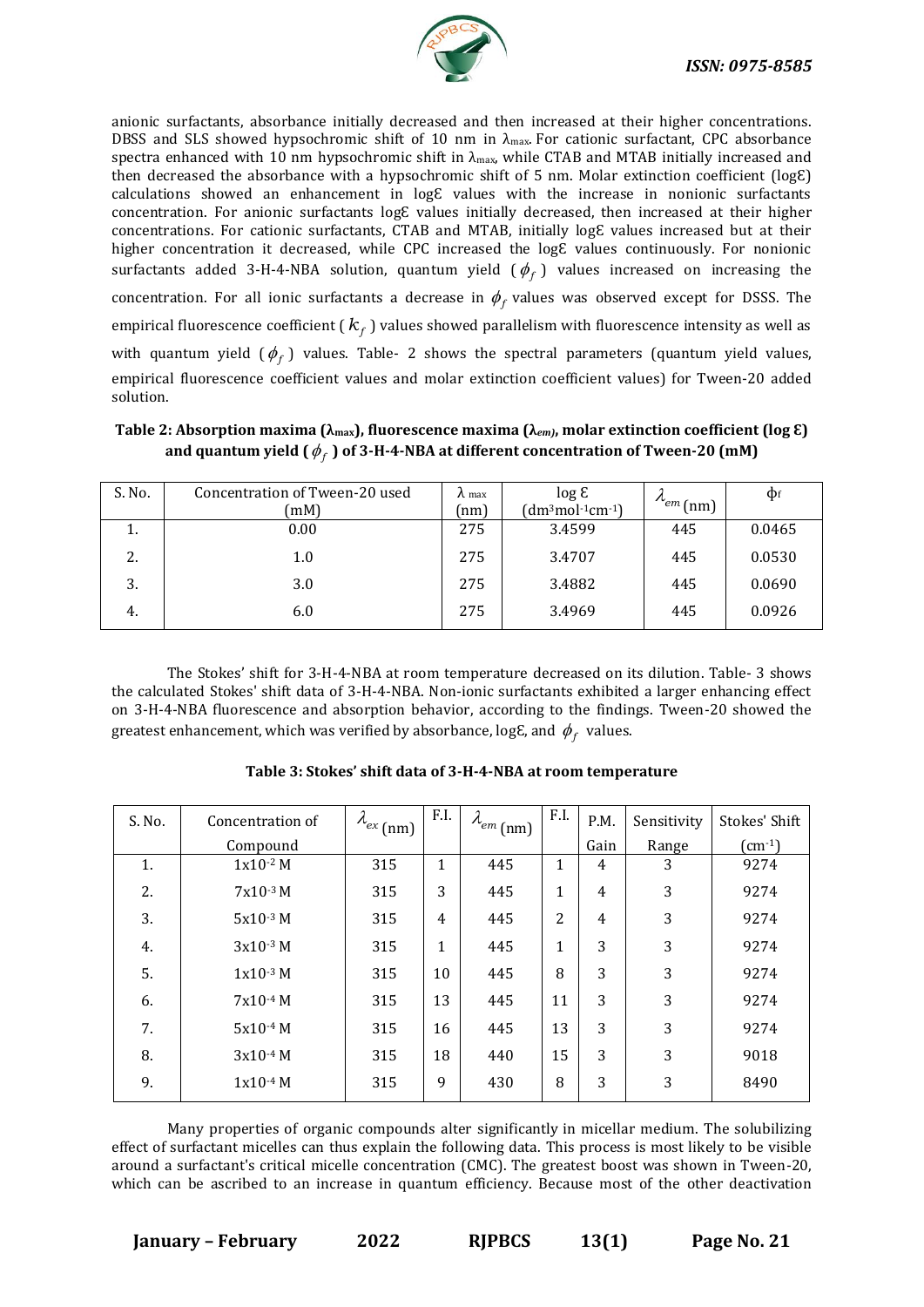anionic surfactants, absorbance initially decreased and then increased at their higher concentrations. DBSS and SLS showed hypsochromic shift of 10 nm in $\lambda_{max}$. For cationic surfactant, CPC absorbance spectra enhanced with 10 nm hypsochromic shift in $\lambda_{max}$, while CTAB and MTAB initially increased and then decreased the absorbance with a hypsochromic shift of 5 nm. Molar extinction coefficient (logƐ) calculations showed an enhancement in logƐ values with the increase in nonionic surfactants concentration. For anionic surfactants logƐ values initially decreased, then increased at their higher concentrations. For cationic surfactants, CTAB and MTAB, initially logƐ values increased but at their higher concentration it decreased, while CPC increased the logƐ values continuously. For nonionic surfactants added 3-H-4-NBA solution, quantum yield ($\phi_f$) values increased on increasing the concentration. For all ionic surfactants a decrease in $\phi_f$ values was observed except for DSSS. The empirical fluorescence coefficient ($k_f$) values showed parallelism with fluorescence intensity as well as with quantum yield ($\phi_f$) values. Table- 2 shows the spectral parameters (quantum yield values, empirical fluorescence coefficient values and molar extinction coefficient values) for Tween-20 added solution.

**Table 2: Absorption maxima ($\lambda_{max}$), fluorescence maxima ($\lambda_{em}$), molar extinction coefficient (log Ɛ) and quantum yield ($\phi_f$) of 3-H-4-NBA at different concentration of Tween-20 (mM)**

| S. No. | Concentration of Tween-20 used (mM) | $\lambda_{max}$ (nm) | log Ɛ ($dm^3mol^{-1}cm^{-1}$) | $\lambda_{em}$ (nm) | $\phi_f$ |
|---|---|---|---|---|---|
| 1. | 0.00 | 275 | 3.4599 | 445 | 0.0465 |
| 2. | 1.0 | 275 | 3.4707 | 445 | 0.0530 |
| 3. | 3.0 | 275 | 3.4882 | 445 | 0.0690 |
| 4. | 6.0 | 275 | 3.4969 | 445 | 0.0926 |

The Stokes' shift for 3-H-4-NBA at room temperature decreased on its dilution. Table- 3 shows the calculated Stokes' shift data of 3-H-4-NBA. Non-ionic surfactants exhibited a larger enhancing effect on 3-H-4-NBA fluorescence and absorption behavior, according to the findings. Tween-20 showed the greatest enhancement, which was verified by absorbance, logƐ, and $\phi_f$ values.

**Table 3: Stokes' shift data of 3-H-4-NBA at room temperature**

| S. No. | Concentration of Compound | $\lambda_{ex}$ (nm) | F.I. | $\lambda_{em}$ (nm) | F.I. | P.M. Gain | Sensitivity Range | Stokes' Shift ($cm^{-1}$) |
|---|---|---|---|---|---|---|---|---|
| 1. | $1x10^{-2}$ M | 315 | 1 | 445 | 1 | 4 | 3 | 9274 |
| 2. | $7x10^{-3}$ M | 315 | 3 | 445 | 1 | 4 | 3 | 9274 |
| 3. | $5x10^{-3}$ M | 315 | 4 | 445 | 2 | 4 | 3 | 9274 |
| 4. | $3x10^{-3}$ M | 315 | 1 | 445 | 1 | 3 | 3 | 9274 |
| 5. | $1x10^{-3}$ M | 315 | 10 | 445 | 8 | 3 | 3 | 9274 |
| 6. | $7x10^{-4}$ M | 315 | 13 | 445 | 11 | 3 | 3 | 9274 |
| 7. | $5x10^{-4}$ M | 315 | 16 | 445 | 13 | 3 | 3 | 9274 |
| 8. | $3x10^{-4}$ M | 315 | 18 | 440 | 15 | 3 | 3 | 9018 |
| 9. | $1x10^{-4}$ M | 315 | 9 | 430 | 8 | 3 | 3 | 8490 |

Many properties of organic compounds alter significantly in micellar medium. The solubilizing effect of surfactant micelles can thus explain the following data. This process is most likely to be visible around a surfactant's critical micelle concentration (CMC). The greatest boost was shown in Tween-20, which can be ascribed to an increase in quantum efficiency. Because most of the other deactivation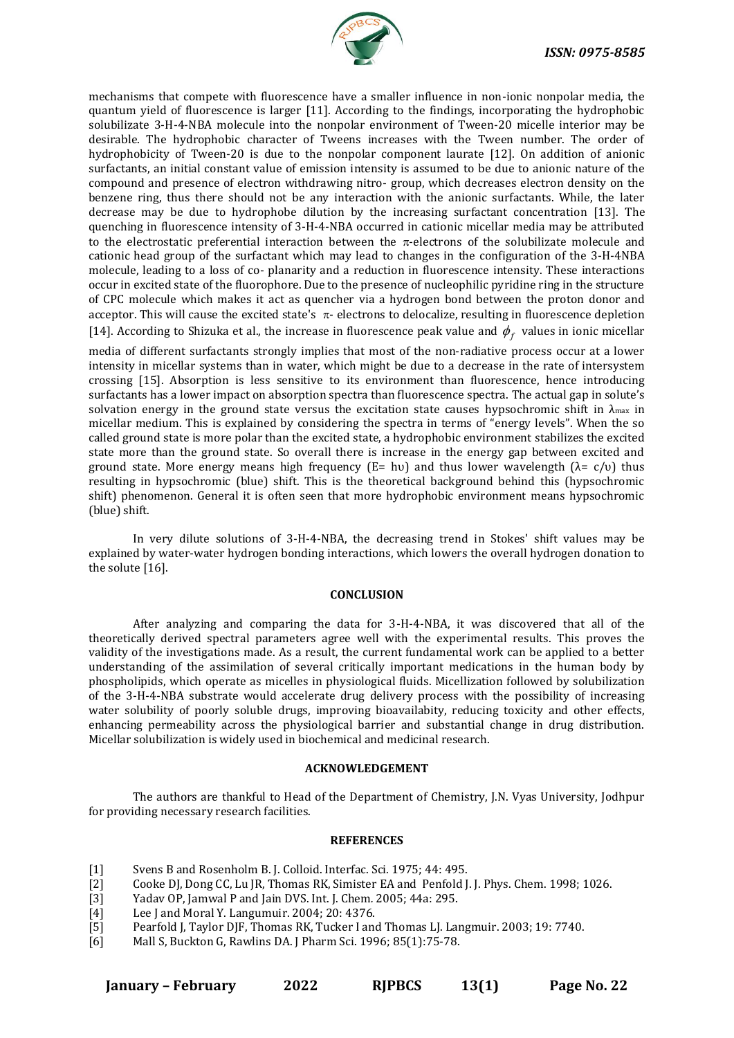mechanisms that compete with fluorescence have a smaller influence in non-ionic nonpolar media, the quantum yield of fluorescence is larger [11]. According to the findings, incorporating the hydrophobic solubilizate 3-H-4-NBA molecule into the nonpolar environment of Tween-20 micelle interior may be desirable. The hydrophobic character of Tweens increases with the Tween number. The order of hydrophobicity of Tween-20 is due to the nonpolar component laurate [12]. On addition of anionic surfactants, an initial constant value of emission intensity is assumed to be due to anionic nature of the compound and presence of electron withdrawing nitro- group, which decreases electron density on the benzene ring, thus there should not be any interaction with the anionic surfactants. While, the later decrease may be due to hydrophobe dilution by the increasing surfactant concentration [13]. The quenching in fluorescence intensity of 3-H-4-NBA occurred in cationic micellar media may be attributed to the electrostatic preferential interaction between the $\pi$-electrons of the solubilizate molecule and cationic head group of the surfactant which may lead to changes in the configuration of the 3-H-4NBA molecule, leading to a loss of co- planarity and a reduction in fluorescence intensity. These interactions occur in excited state of the fluorophore. Due to the presence of nucleophilic pyridine ring in the structure of CPC molecule which makes it act as quencher via a hydrogen bond between the proton donor and acceptor. This will cause the excited state's $\pi$- electrons to delocalize, resulting in fluorescence depletion [14]. According to Shizuka et al., the increase in fluorescence peak value and $\phi_f$ values in ionic micellar media of different surfactants strongly implies that most of the non-radiative process occur at a lower intensity in micellar systems than in water, which might be due to a decrease in the rate of intersystem crossing [15]. Absorption is less sensitive to its environment than fluorescence, hence introducing surfactants has a lower impact on absorption spectra than fluorescence spectra. The actual gap in solute's solvation energy in the ground state versus the excitation state causes hypsochromic shift in $\lambda_{max}$ in micellar medium. This is explained by considering the spectra in terms of "energy levels". When the so called ground state is more polar than the excited state, a hydrophobic environment stabilizes the excited state more than the ground state. So overall there is increase in the energy gap between excited and ground state. More energy means high frequency ($E= h\upsilon$) and thus lower wavelength ($\lambda= c/\upsilon$) thus resulting in hypsochromic (blue) shift. This is the theoretical background behind this (hypsochromic shift) phenomenon. General it is often seen that more hydrophobic environment means hypsochromic (blue) shift.

In very dilute solutions of 3-H-4-NBA, the decreasing trend in Stokes' shift values may be explained by water-water hydrogen bonding interactions, which lowers the overall hydrogen donation to the solute [16].

## CONCLUSION

After analyzing and comparing the data for 3-H-4-NBA, it was discovered that all of the theoretically derived spectral parameters agree well with the experimental results. This proves the validity of the investigations made. As a result, the current fundamental work can be applied to a better understanding of the assimilation of several critically important medications in the human body by phospholipids, which operate as micelles in physiological fluids. Micellization followed by solubilization of the 3-H-4-NBA substrate would accelerate drug delivery process with the possibility of increasing water solubility of poorly soluble drugs, improving bioavailabity, reducing toxicity and other effects, enhancing permeability across the physiological barrier and substantial change in drug distribution. Micellar solubilization is widely used in biochemical and medicinal research.

## ACKNOWLEDGEMENT

The authors are thankful to Head of the Department of Chemistry, J.N. Vyas University, Jodhpur for providing necessary research facilities.

## REFERENCES

[1] Svens B and Rosenholm B. J. Colloid. Interfac. Sci. 1975; 44: 495.
[2] Cooke DJ, Dong CC, Lu JR, Thomas RK, Simister EA and Penfold J. J. Phys. Chem. 1998; 1026.
[3] Yadav OP, Jamwal P and Jain DVS. Int. J. Chem. 2005; 44a: 295.
[4] Lee J and Moral Y. Langumuir. 2004; 20: 4376.
[5] Pearfold J, Taylor DJF, Thomas RK, Tucker I and Thomas LJ. Langmuir. 2003; 19: 7740.
[6] Mall S, Buckton G, Rawlins DA. J Pharm Sci. 1996; 85(1):75-78.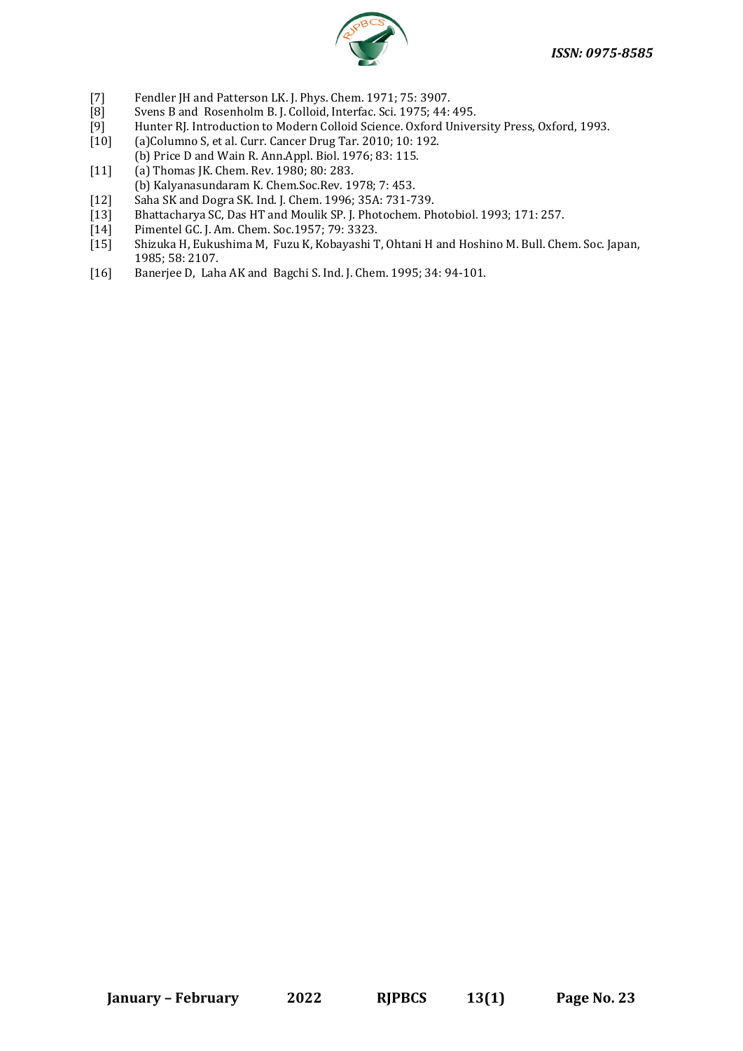[7] Fendler JH and Patterson LK. J. Phys. Chem. 1971; 75: 3907.

[8] Svens B and Rosenholm B. J. Colloid, Interfac. Sci. 1975; 44: 495.

[9] Hunter RJ. Introduction to Modern Colloid Science. Oxford University Press, Oxford, 1993.

[10] (a)Columno S, et al. Curr. Cancer Drug Tar. 2010; 10: 192.
(b) Price D and Wain R. Ann.Appl. Biol. 1976; 83: 115.

[11] (a) Thomas JK. Chem. Rev. 1980; 80: 283.
(b) Kalyanasundaram K. Chem.Soc.Rev. 1978; 7: 453.

[12] Saha SK and Dogra SK. Ind. J. Chem. 1996; 35A: 731-739.

[13] Bhattacharya SC, Das HT and Moulik SP. J. Photochem. Photobiol. 1993; 171: 257.

[14] Pimentel GC. J. Am. Chem. Soc.1957; 79: 3323.

[15] Shizuka H, Eukushima M, Fuzu K, Kobayashi T, Ohtani H and Hoshino M. Bull. Chem. Soc. Japan, 1985; 58: 2107.

[16] Banerjee D, Laha AK and Bagchi S. Ind. J. Chem. 1995; 34: 94-101.